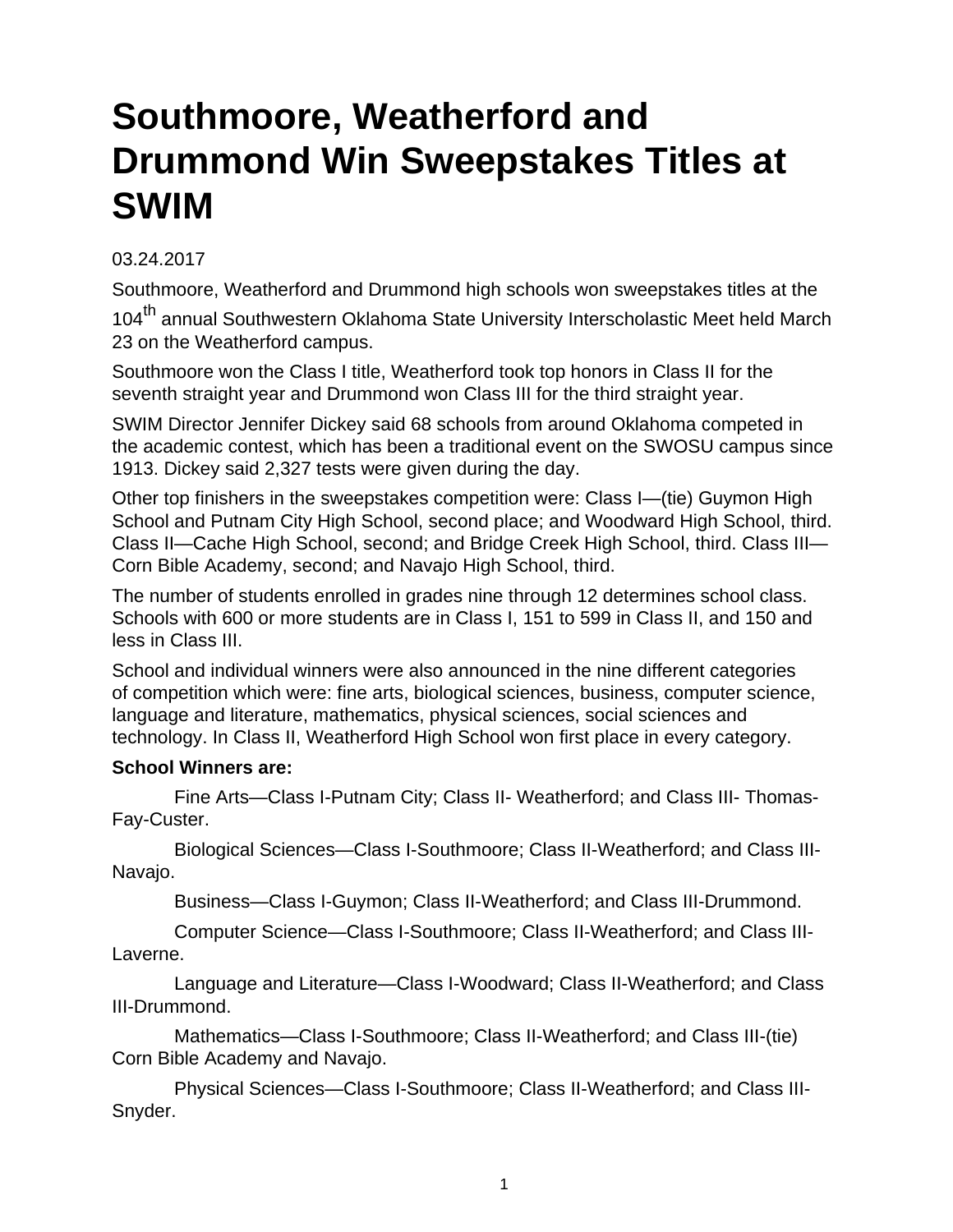# Southmoore, Weatherford and Drummond Win Sweepstakes Titles at SWIM

03.24.2017

Southmoore, Weatherford and Drummond high schools won sweepstakes titles at the 104th annual Southwestern Oklahoma State University Interscholastic Meet held March 23 on the Weatherford campus.

Southmoore won the Class I title, Weatherford took top honors in Class II for the seventh straight year and Drummond won Class III for the third straight year.

SWIM Director Jennifer Dickey said 68 schools from around Oklahoma competed in the academic contest, which has been a traditional event on the SWOSU campus since 1913. Dickey said 2,327 tests were given during the day.

Other top finishers in the sweepstakes competition were: Class I—(tie) Guymon High School and Putnam City High School, second place; and Woodward High School, third. Class II—Cache High School, second; and Bridge Creek High School, third. Class III—Corn Bible Academy, second; and Navajo High School, third.

The number of students enrolled in grades nine through 12 determines school class. Schools with 600 or more students are in Class I, 151 to 599 in Class II, and 150 and less in Class III.

School and individual winners were also announced in the nine different categories of competition which were: fine arts, biological sciences, business, computer science, language and literature, mathematics, physical sciences, social sciences and technology. In Class II, Weatherford High School won first place in every category.

**School Winners are:**

Fine Arts—Class I-Putnam City; Class II- Weatherford; and Class III- Thomas-Fay-Custer.

Biological Sciences—Class I-Southmoore; Class II-Weatherford; and Class III-Navajo.

Business—Class I-Guymon; Class II-Weatherford; and Class III-Drummond.

Computer Science—Class I-Southmoore; Class II-Weatherford; and Class III-Laverne.

Language and Literature—Class I-Woodward; Class II-Weatherford; and Class III-Drummond.

Mathematics—Class I-Southmoore; Class II-Weatherford; and Class III-(tie) Corn Bible Academy and Navajo.

Physical Sciences—Class I-Southmoore; Class II-Weatherford; and Class III-Snyder.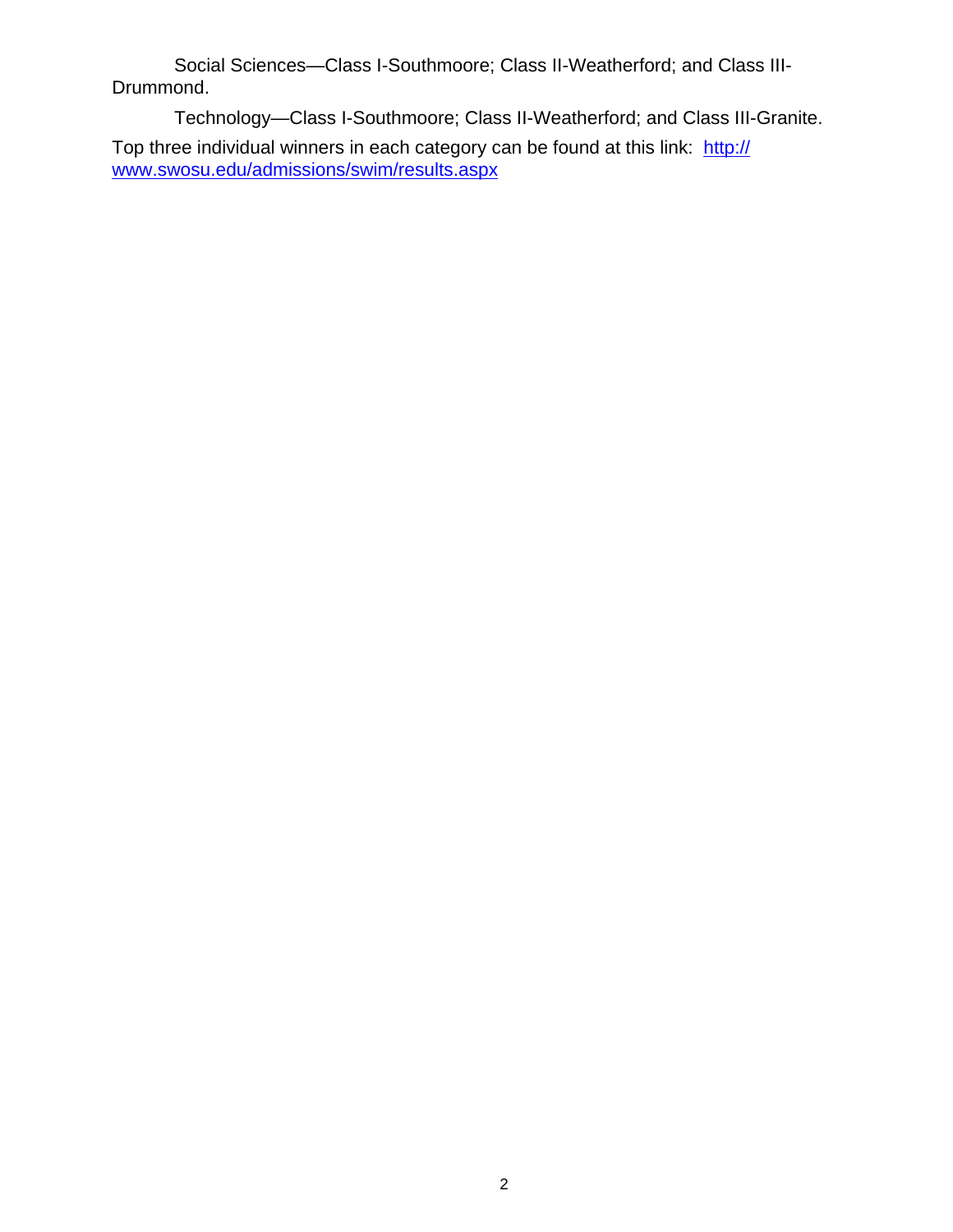Social Sciences—Class I-Southmoore; Class II-Weatherford; and Class III-Drummond.

Technology—Class I-Southmoore; Class II-Weatherford; and Class III-Granite.

Top three individual winners in each category can be found at this link: [http://www.swosu.edu/admissions/swim/results.aspx](http://www.swosu.edu/admissions/swim/results.aspx)